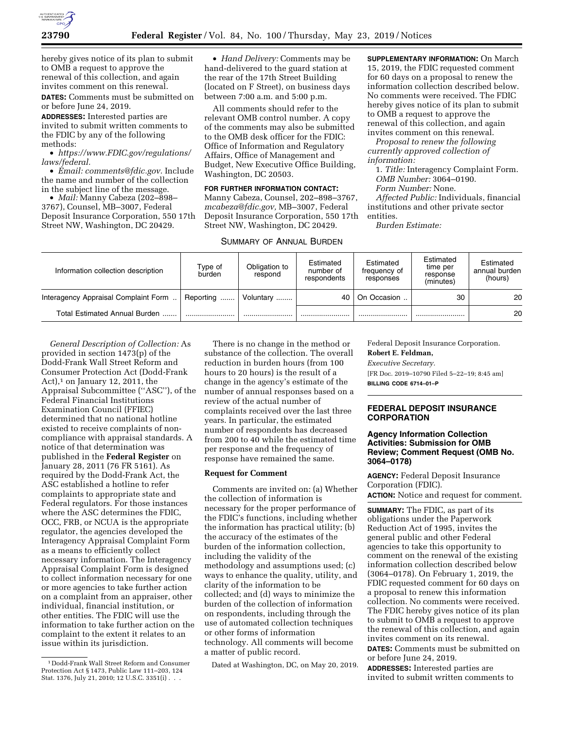hereby gives notice of its plan to submit to OMB a request to approve the renewal of this collection, and again invites comment on this renewal.

**DATES:** Comments must be submitted on or before June 24, 2019.

**ADDRESSES:** Interested parties are invited to submit written comments to the FDIC by any of the following methods:

- *https://www.FDIC.gov/regulations/laws/federal.*
- *Email: comments@fdic.gov.* Include the name and number of the collection in the subject line of the message.
- *Mail:* Manny Cabeza (202–898–3767), Counsel, MB–3007, Federal Deposit Insurance Corporation, 550 17th Street NW, Washington, DC 20429.
- *Hand Delivery:* Comments may be hand-delivered to the guard station at the rear of the 17th Street Building (located on F Street), on business days between 7:00 a.m. and 5:00 p.m.

All comments should refer to the relevant OMB control number. A copy of the comments may also be submitted to the OMB desk officer for the FDIC: Office of Information and Regulatory Affairs, Office of Management and Budget, New Executive Office Building, Washington, DC 20503.

**FOR FURTHER INFORMATION CONTACT:** Manny Cabeza, Counsel, 202–898–3767, *mcabeza@fdic.gov,* MB–3007, Federal Deposit Insurance Corporation, 550 17th Street NW, Washington, DC 20429.

**SUPPLEMENTARY INFORMATION:** On March 15, 2019, the FDIC requested comment for 60 days on a proposal to renew the information collection described below. No comments were received. The FDIC hereby gives notice of its plan to submit to OMB a request to approve the renewal of this collection, and again invites comment on this renewal.

*Proposal to renew the following currently approved collection of information:*

1. *Title:* Interagency Complaint Form.

*OMB Number:* 3064–0190.

*Form Number:* None.

*Affected Public:* Individuals, financial institutions and other private sector entities.

*Burden Estimate:*

SUMMARY OF ANNUAL BURDEN

| Information collection description | Type of burden | Obligation to respond | Estimated number of respondents | Estimated frequency of responses | Estimated time per response (minutes) | Estimated annual burden (hours) |
|---|---|---|---|---|---|---|
| Interagency Appraisal Complaint Form | Reporting | Voluntary | 40 | On Occasion | 30 | 20 |
| Total Estimated Annual Burden | | | | | | 20 |

*General Description of Collection:* As provided in section 1473(p) of the Dodd-Frank Wall Street Reform and Consumer Protection Act (Dodd-Frank Act),[1] on January 12, 2011, the Appraisal Subcommittee (''ASC''), of the Federal Financial Institutions Examination Council (FFIEC) determined that no national hotline existed to receive complaints of non-compliance with appraisal standards. A notice of that determination was published in the **Federal Register** on January 28, 2011 (76 FR 5161). As required by the Dodd-Frank Act, the ASC established a hotline to refer complaints to appropriate state and Federal regulators. For those instances where the ASC determines the FDIC, OCC, FRB, or NCUA is the appropriate regulator, the agencies developed the Interagency Appraisal Complaint Form as a means to efficiently collect necessary information. The Interagency Appraisal Complaint Form is designed to collect information necessary for one or more agencies to take further action on a complaint from an appraiser, other individual, financial institution, or other entities. The FDIC will use the information to take further action on the complaint to the extent it relates to an issue within its jurisdiction.

There is no change in the method or substance of the collection. The overall reduction in burden hours (from 100 hours to 20 hours) is the result of a change in the agency's estimate of the number of annual responses based on a review of the actual number of complaints received over the last three years. In particular, the estimated number of respondents has decreased from 200 to 40 while the estimated time per response and the frequency of response have remained the same.

**Request for Comment**

Comments are invited on: (a) Whether the collection of information is necessary for the proper performance of the FDIC's functions, including whether the information has practical utility; (b) the accuracy of the estimates of the burden of the information collection, including the validity of the methodology and assumptions used; (c) ways to enhance the quality, utility, and clarity of the information to be collected; and (d) ways to minimize the burden of the collection of information on respondents, including through the use of automated collection techniques or other forms of information technology. All comments will become a matter of public record.

Dated at Washington, DC, on May 20, 2019.

Federal Deposit Insurance Corporation.

**Robert E. Feldman,**

*Executive Secretary.*

[FR Doc. 2019–10790 Filed 5–22–19; 8:45 am]

**BILLING CODE 6714–01–P**

[1] Dodd-Frank Wall Street Reform and Consumer Protection Act § 1473, Public Law 111–203, 124 Stat. 1376, July 21, 2010; 12 U.S.C. 3351(i) . . .

## FEDERAL DEPOSIT INSURANCE CORPORATION

### Agency Information Collection Activities: Submission for OMB Review; Comment Request (OMB No. 3064–0178)

**AGENCY:** Federal Deposit Insurance Corporation (FDIC).

**ACTION:** Notice and request for comment.

**SUMMARY:** The FDIC, as part of its obligations under the Paperwork Reduction Act of 1995, invites the general public and other Federal agencies to take this opportunity to comment on the renewal of the existing information collection described below (3064–0178). On February 1, 2019, the FDIC requested comment for 60 days on a proposal to renew this information collection. No comments were received. The FDIC hereby gives notice of its plan to submit to OMB a request to approve the renewal of this collection, and again invites comment on its renewal.

**DATES:** Comments must be submitted on or before June 24, 2019.

**ADDRESSES:** Interested parties are invited to submit written comments to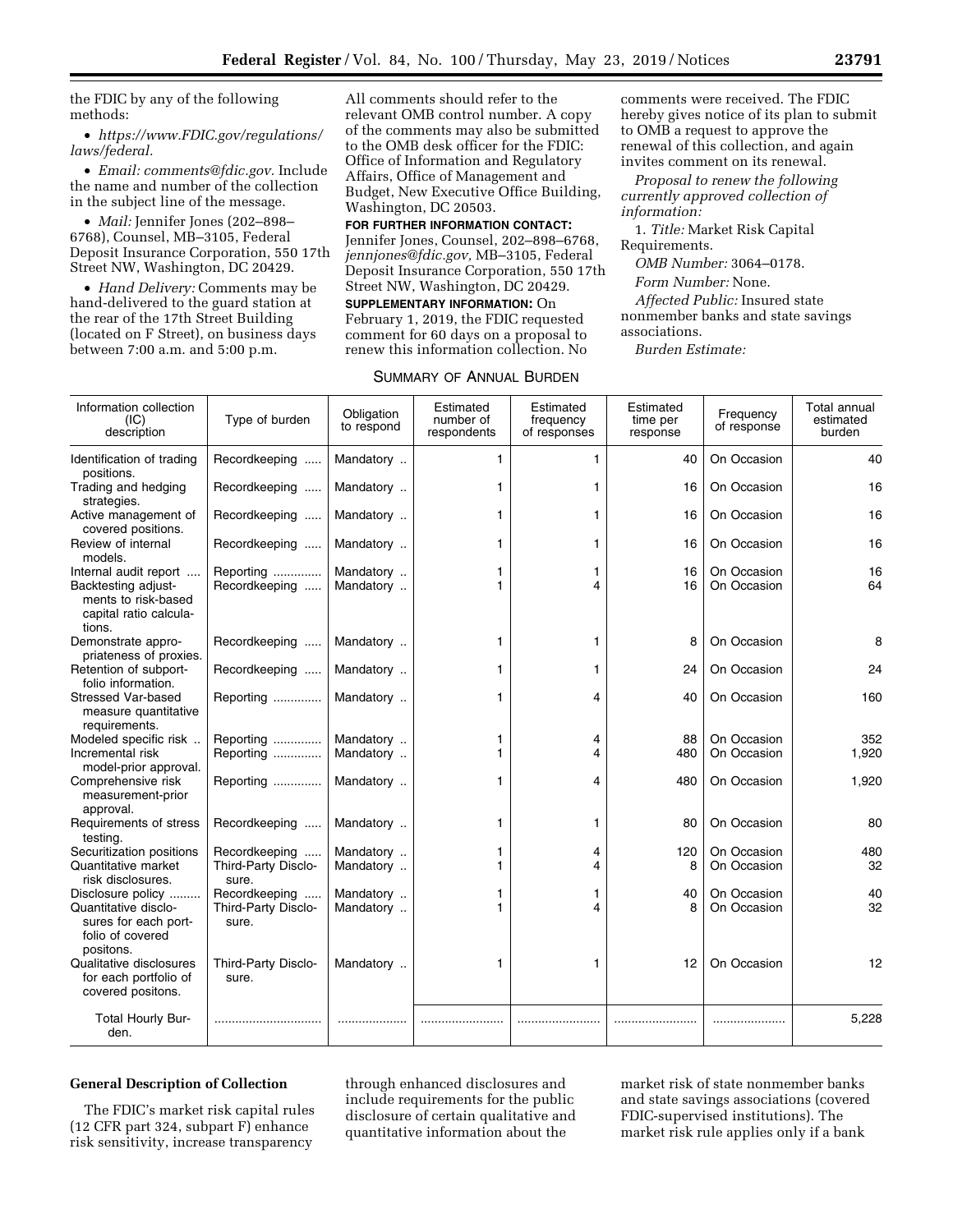the FDIC by any of the following methods:

- *https://www.FDIC.gov/regulations/laws/federal.*
- *Email: comments@fdic.gov*. Include the name and number of the collection in the subject line of the message.
- *Mail:* Jennifer Jones (202–898–6768), Counsel, MB–3105, Federal Deposit Insurance Corporation, 550 17th Street NW, Washington, DC 20429.
- *Hand Delivery:* Comments may be hand-delivered to the guard station at the rear of the 17th Street Building (located on F Street), on business days between 7:00 a.m. and 5:00 p.m.

All comments should refer to the relevant OMB control number. A copy of the comments may also be submitted to the OMB desk officer for the FDIC: Office of Information and Regulatory Affairs, Office of Management and Budget, New Executive Office Building, Washington, DC 20503.

**FOR FURTHER INFORMATION CONTACT:** Jennifer Jones, Counsel, 202–898–6768, *jennjones@fdic.gov,* MB–3105, Federal Deposit Insurance Corporation, 550 17th Street NW, Washington, DC 20429.

**SUPPLEMENTARY INFORMATION:** On February 1, 2019, the FDIC requested comment for 60 days on a proposal to renew this information collection. No comments were received. The FDIC hereby gives notice of its plan to submit to OMB a request to approve the renewal of this collection, and again invites comment on its renewal.

*Proposal to renew the following currently approved collection of information:*

1. *Title:* Market Risk Capital Requirements.

*OMB Number:* 3064–0178.

*Form Number:* None.

*Affected Public:* Insured state nonmember banks and state savings associations.

*Burden Estimate:*

SUMMARY OF ANNUAL BURDEN

| Information collection (IC) description | Type of burden | Obligation to respond | Estimated number of respondents | Estimated frequency of responses | Estimated time per response | Frequency of response | Total annual estimated burden |
|---|---|---|---|---|---|---|---|
| Identification of trading positions. | Recordkeeping | Mandatory | 1 | 1 | 40 | On Occasion | 40 |
| Trading and hedging strategies. | Recordkeeping | Mandatory | 1 | 1 | 16 | On Occasion | 16 |
| Active management of covered positions. | Recordkeeping | Mandatory | 1 | 1 | 16 | On Occasion | 16 |
| Review of internal models. | Recordkeeping | Mandatory | 1 | 1 | 16 | On Occasion | 16 |
| Internal audit report | Reporting | Mandatory | 1 | 1 | 16 | On Occasion | 16 |
| Backtesting adjustments to risk-based capital ratio calculations. | Recordkeeping | Mandatory | 1 | 4 | 16 | On Occasion | 64 |
| Demonstrate appropriateness of proxies. | Recordkeeping | Mandatory | 1 | 1 | 8 | On Occasion | 8 |
| Retention of subportfolio information. | Recordkeeping | Mandatory | 1 | 1 | 24 | On Occasion | 24 |
| Stressed Var-based measure quantitative requirements. | Reporting | Mandatory | 1 | 4 | 40 | On Occasion | 160 |
| Modeled specific risk | Reporting | Mandatory | 1 | 4 | 88 | On Occasion | 352 |
| Incremental risk model-prior approval. | Reporting | Mandatory | 1 | 4 | 480 | On Occasion | 1,920 |
| Comprehensive risk measurement-prior approval. | Reporting | Mandatory | 1 | 4 | 480 | On Occasion | 1,920 |
| Requirements of stress testing. | Recordkeeping | Mandatory | 1 | 1 | 80 | On Occasion | 80 |
| Securitization positions | Recordkeeping | Mandatory | 1 | 4 | 120 | On Occasion | 480 |
| Quantitative market risk disclosures. | Third-Party Disclosure. | Mandatory | 1 | 4 | 8 | On Occasion | 32 |
| Disclosure policy | Recordkeeping | Mandatory | 1 | 1 | 40 | On Occasion | 40 |
| Quantitative disclosures for each portfolio of covered positons. | Third-Party Disclosure. | Mandatory | 1 | 4 | 8 | On Occasion | 32 |
| Qualitative disclosures for each portfolio of covered positons. | Third-Party Disclosure. | Mandatory | 1 | 1 | 12 | On Occasion | 12 |
| Total Hourly Burden. | | | | | | | 5,228 |

**General Description of Collection**

The FDIC's market risk capital rules (12 CFR part 324, subpart F) enhance risk sensitivity, increase transparency through enhanced disclosures and include requirements for the public disclosure of certain qualitative and quantitative information about the market risk of state nonmember banks and state savings associations (covered FDIC-supervised institutions). The market risk rule applies only if a bank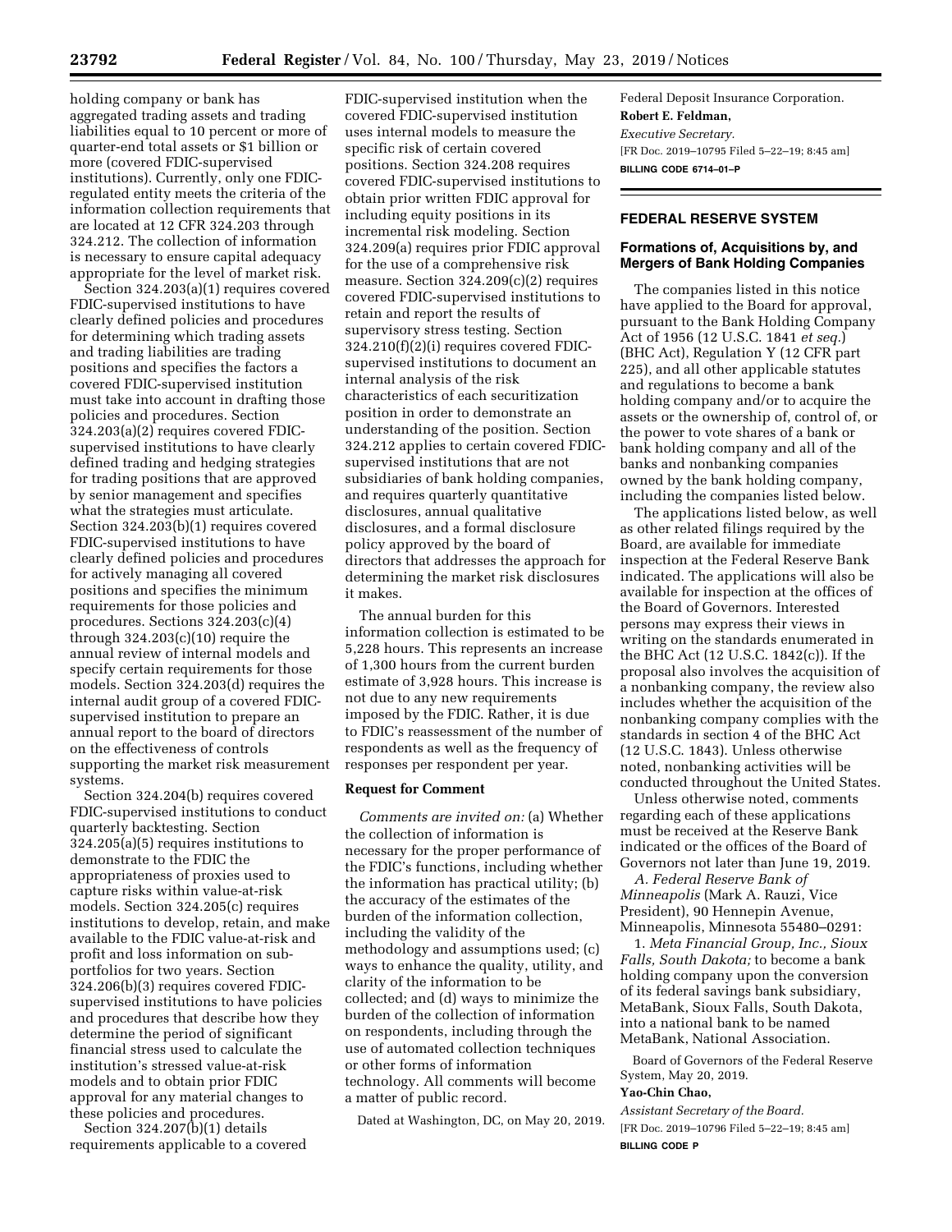holding company or bank has aggregated trading assets and trading liabilities equal to 10 percent or more of quarter-end total assets or $1 billion or more (covered FDIC-supervised institutions). Currently, only one FDIC-regulated entity meets the criteria of the information collection requirements that are located at 12 CFR 324.203 through 324.212. The collection of information is necessary to ensure capital adequacy appropriate for the level of market risk.

Section 324.203(a)(1) requires covered FDIC-supervised institutions to have clearly defined policies and procedures for determining which trading assets and trading liabilities are trading positions and specifies the factors a covered FDIC-supervised institution must take into account in drafting those policies and procedures. Section 324.203(a)(2) requires covered FDIC-supervised institutions to have clearly defined trading and hedging strategies for trading positions that are approved by senior management and specifies what the strategies must articulate. Section 324.203(b)(1) requires covered FDIC-supervised institutions to have clearly defined policies and procedures for actively managing all covered positions and specifies the minimum requirements for those policies and procedures. Sections 324.203(c)(4) through 324.203(c)(10) require the annual review of internal models and specify certain requirements for those models. Section 324.203(d) requires the internal audit group of a covered FDIC-supervised institution to prepare an annual report to the board of directors on the effectiveness of controls supporting the market risk measurement systems.

Section 324.204(b) requires covered FDIC-supervised institutions to conduct quarterly backtesting. Section 324.205(a)(5) requires institutions to demonstrate to the FDIC the appropriateness of proxies used to capture risks within value-at-risk models. Section 324.205(c) requires institutions to develop, retain, and make available to the FDIC value-at-risk and profit and loss information on sub-portfolios for two years. Section 324.206(b)(3) requires covered FDIC-supervised institutions to have policies and procedures that describe how they determine the period of significant financial stress used to calculate the institution's stressed value-at-risk models and to obtain prior FDIC approval for any material changes to these policies and procedures.

Section 324.207(b)(1) details requirements applicable to a covered FDIC-supervised institution when the covered FDIC-supervised institution uses internal models to measure the specific risk of certain covered positions. Section 324.208 requires covered FDIC-supervised institutions to obtain prior written FDIC approval for including equity positions in its incremental risk modeling. Section 324.209(a) requires prior FDIC approval for the use of a comprehensive risk measure. Section 324.209(c)(2) requires covered FDIC-supervised institutions to retain and report the results of supervisory stress testing. Section 324.210(f)(2)(i) requires covered FDIC-supervised institutions to document an internal analysis of the risk characteristics of each securitization position in order to demonstrate an understanding of the position. Section 324.212 applies to certain covered FDIC-supervised institutions that are not subsidiaries of bank holding companies, and requires quarterly quantitative disclosures, annual qualitative disclosures, and a formal disclosure policy approved by the board of directors that addresses the approach for determining the market risk disclosures it makes.

The annual burden for this information collection is estimated to be 5,228 hours. This represents an increase of 1,300 hours from the current burden estimate of 3,928 hours. This increase is not due to any new requirements imposed by the FDIC. Rather, it is due to FDIC's reassessment of the number of respondents as well as the frequency of responses per respondent per year.

### Request for Comment

*Comments are invited on:* (a) Whether the collection of information is necessary for the proper performance of the FDIC's functions, including whether the information has practical utility; (b) the accuracy of the estimates of the burden of the information collection, including the validity of the methodology and assumptions used; (c) ways to enhance the quality, utility, and clarity of the information to be collected; and (d) ways to minimize the burden of the collection of information on respondents, including through the use of automated collection techniques or other forms of information technology. All comments will become a matter of public record.

Dated at Washington, DC, on May 20, 2019.

Federal Deposit Insurance Corporation.

**Robert E. Feldman,**

*Executive Secretary.*

[FR Doc. 2019–10795 Filed 5–22–19; 8:45 am]

**BILLING CODE 6714–01–P**

## FEDERAL RESERVE SYSTEM

### Formations of, Acquisitions by, and Mergers of Bank Holding Companies

The companies listed in this notice have applied to the Board for approval, pursuant to the Bank Holding Company Act of 1956 (12 U.S.C. 1841 *et seq.*) (BHC Act), Regulation Y (12 CFR part 225), and all other applicable statutes and regulations to become a bank holding company and/or to acquire the assets or the ownership of, control of, or the power to vote shares of a bank or bank holding company and all of the banks and nonbanking companies owned by the bank holding company, including the companies listed below.

The applications listed below, as well as other related filings required by the Board, are available for immediate inspection at the Federal Reserve Bank indicated. The applications will also be available for inspection at the offices of the Board of Governors. Interested persons may express their views in writing on the standards enumerated in the BHC Act (12 U.S.C. 1842(c)). If the proposal also involves the acquisition of a nonbanking company, the review also includes whether the acquisition of the nonbanking company complies with the standards in section 4 of the BHC Act (12 U.S.C. 1843). Unless otherwise noted, nonbanking activities will be conducted throughout the United States.

Unless otherwise noted, comments regarding each of these applications must be received at the Reserve Bank indicated or the offices of the Board of Governors not later than June 19, 2019.

*A. Federal Reserve Bank of Minneapolis* (Mark A. Rauzi, Vice President), 90 Hennepin Avenue, Minneapolis, Minnesota 55480–0291:

1. *Meta Financial Group, Inc., Sioux Falls, South Dakota;* to become a bank holding company upon the conversion of its federal savings bank subsidiary, MetaBank, Sioux Falls, South Dakota, into a national bank to be named MetaBank, National Association.

Board of Governors of the Federal Reserve System, May 20, 2019.

**Yao-Chin Chao,**

*Assistant Secretary of the Board.*

[FR Doc. 2019–10796 Filed 5–22–19; 8:45 am]

**BILLING CODE P**